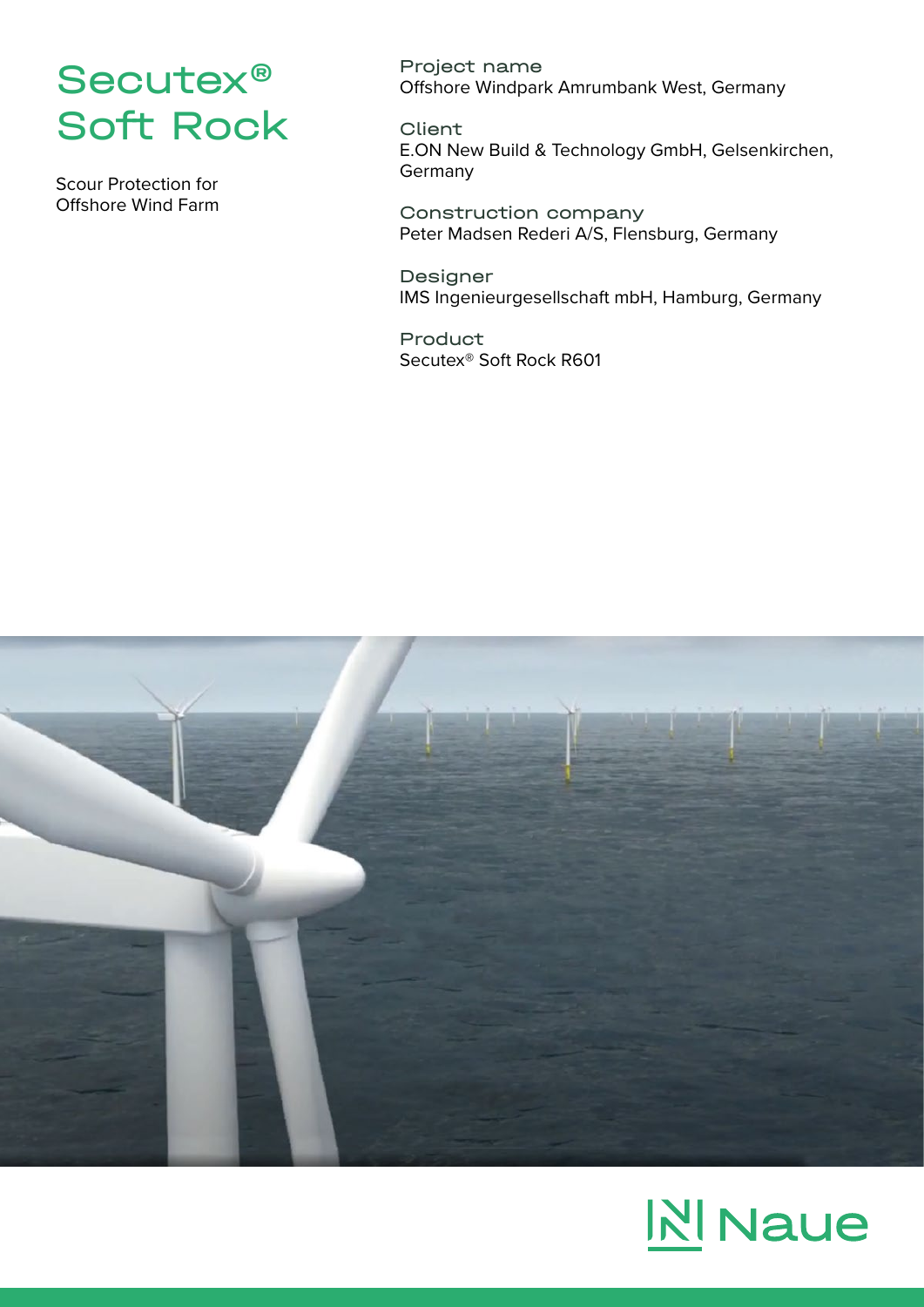# Secutex® Soft Rock

Scour Protection for Offshore Wind Farm

**Project name**
Offshore Windpark Amrumbank West, Germany

**Client**
E.ON New Build & Technology GmbH, Gelsenkirchen, Germany

**Construction company**
Peter Madsen Rederi A/S, Flensburg, Germany

**Designer**
IMS Ingenieurgesellschaft mbH, Hamburg, Germany

**Product**
Secutex® Soft Rock R601

Naue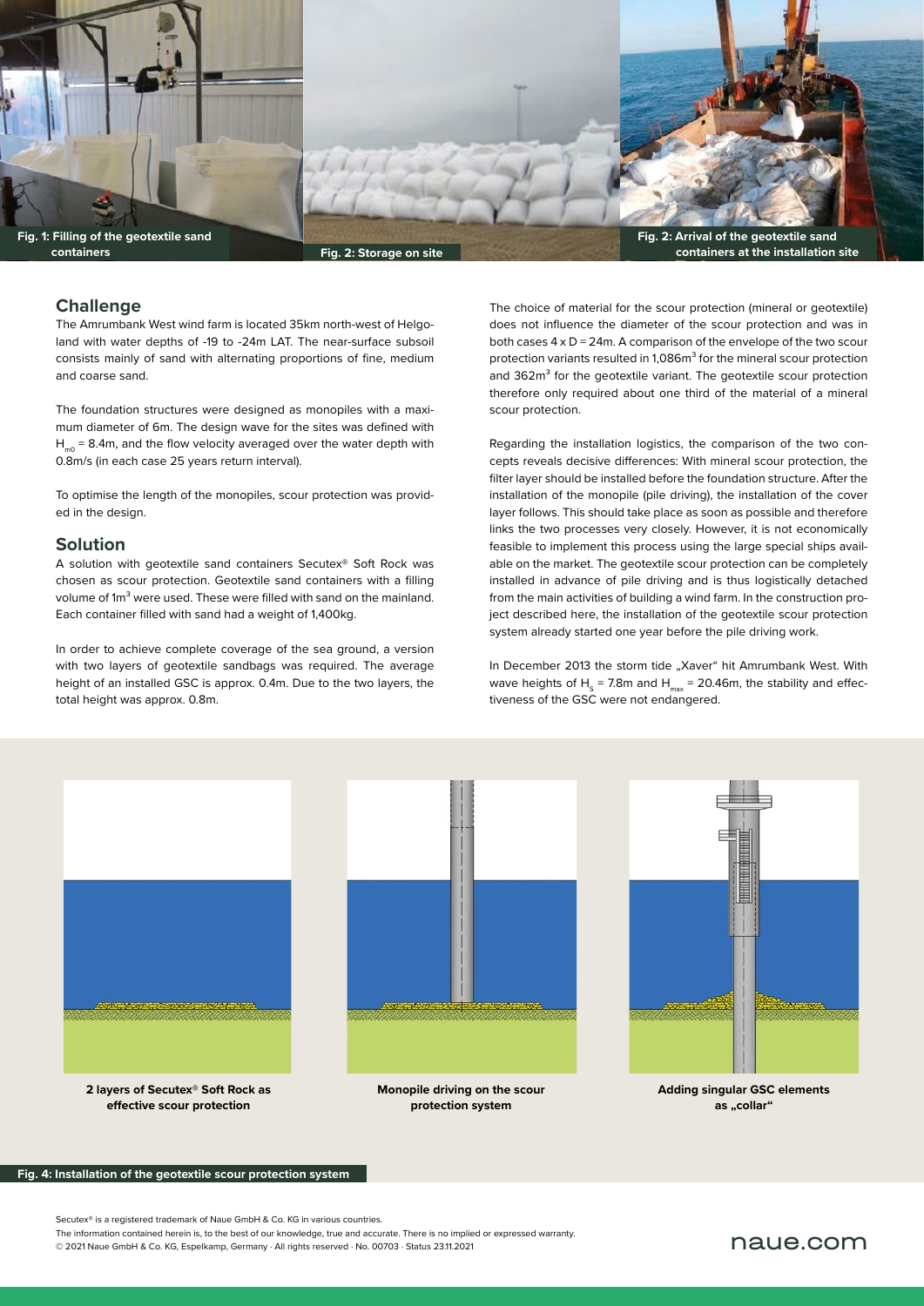Fig. 1: Filling of the geotextile sand containers

Fig. 2: Storage on site

Fig. 2: Arrival of the geotextile sand containers at the installation site

## Challenge

The Amrumbank West wind farm is located 35km north-west of Helgoland with water depths of -19 to -24m LAT. The near-surface subsoil consists mainly of sand with alternating proportions of fine, medium and coarse sand.

The foundation structures were designed as monopiles with a maximum diameter of 6m. The design wave for the sites was defined with $H_{m0}$ = 8.4m, and the flow velocity averaged over the water depth with 0.8m/s (in each case 25 years return interval).

To optimise the length of the monopiles, scour protection was provided in the design.

## Solution

A solution with geotextile sand containers Secutex® Soft Rock was chosen as scour protection. Geotextile sand containers with a filling volume of 1m³ were used. These were filled with sand on the mainland. Each container filled with sand had a weight of 1,400kg.

In order to achieve complete coverage of the sea ground, a version with two layers of geotextile sandbags was required. The average height of an installed GSC is approx. 0.4m. Due to the two layers, the total height was approx. 0.8m.

The choice of material for the scour protection (mineral or geotextile) does not influence the diameter of the scour protection and was in both cases 4 x D = 24m. A comparison of the envelope of the two scour protection variants resulted in 1,086m³ for the mineral scour protection and 362m³ for the geotextile variant. The geotextile scour protection therefore only required about one third of the material of a mineral scour protection.

Regarding the installation logistics, the comparison of the two concepts reveals decisive differences: With mineral scour protection, the filter layer should be installed before the foundation structure. After the installation of the monopile (pile driving), the installation of the cover layer follows. This should take place as soon as possible and therefore links the two processes very closely. However, it is not economically feasible to implement this process using the large special ships available on the market. The geotextile scour protection can be completely installed in advance of pile driving and is thus logistically detached from the main activities of building a wind farm. In the construction project described here, the installation of the geotextile scour protection system already started one year before the pile driving work.

In December 2013 the storm tide „Xaver" hit Amrumbank West. With wave heights of $H_s$ = 7.8m and $H_{max}$ = 20.46m, the stability and effectiveness of the GSC were not endangered.

2 layers of Secutex® Soft Rock as effective scour protection

Monopile driving on the scour protection system

Adding singular GSC elements as „collar"

Fig. 4: Installation of the geotextile scour protection system

Secutex® is a registered trademark of Naue GmbH & Co. KG in various countries.
The information contained herein is, to the best of our knowledge, true and accurate. There is no implied or expressed warranty.
© 2021 Naue GmbH & Co. KG, Espelkamp, Germany · All rights reserved · No. 00703 · Status 23.11.2021

naue.com